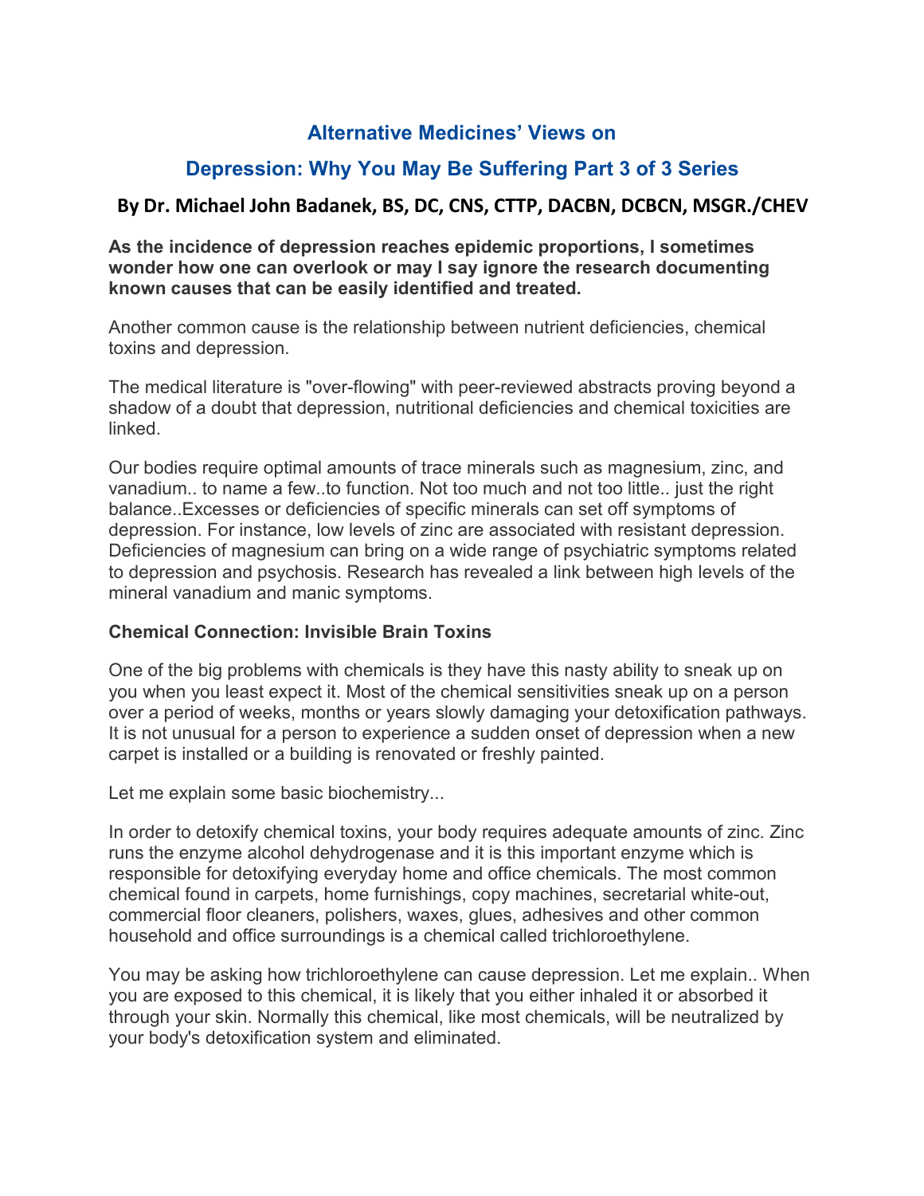# Alternative Medicines' Views on

# Depression: Why You May Be Suffering Part 3 of 3 Series

## By Dr. Michael John Badanek, BS, DC, CNS, CTTP, DACBN, DCBCN, MSGR./CHEV

**As the incidence of depression reaches epidemic proportions, I sometimes wonder how one can overlook or may I say ignore the research documenting known causes that can be easily identified and treated.**

Another common cause is the relationship between nutrient deficiencies, chemical toxins and depression.

The medical literature is "over-flowing" with peer-reviewed abstracts proving beyond a shadow of a doubt that depression, nutritional deficiencies and chemical toxicities are linked.

Our bodies require optimal amounts of trace minerals such as magnesium, zinc, and vanadium.. to name a few..to function. Not too much and not too little.. just the right balance..Excesses or deficiencies of specific minerals can set off symptoms of depression. For instance, low levels of zinc are associated with resistant depression. Deficiencies of magnesium can bring on a wide range of psychiatric symptoms related to depression and psychosis. Research has revealed a link between high levels of the mineral vanadium and manic symptoms.

**Chemical Connection: Invisible Brain Toxins**

One of the big problems with chemicals is they have this nasty ability to sneak up on you when you least expect it. Most of the chemical sensitivities sneak up on a person over a period of weeks, months or years slowly damaging your detoxification pathways. It is not unusual for a person to experience a sudden onset of depression when a new carpet is installed or a building is renovated or freshly painted.

Let me explain some basic biochemistry...

In order to detoxify chemical toxins, your body requires adequate amounts of zinc. Zinc runs the enzyme alcohol dehydrogenase and it is this important enzyme which is responsible for detoxifying everyday home and office chemicals. The most common chemical found in carpets, home furnishings, copy machines, secretarial white-out, commercial floor cleaners, polishers, waxes, glues, adhesives and other common household and office surroundings is a chemical called trichloroethylene.

You may be asking how trichloroethylene can cause depression. Let me explain.. When you are exposed to this chemical, it is likely that you either inhaled it or absorbed it through your skin. Normally this chemical, like most chemicals, will be neutralized by your body's detoxification system and eliminated.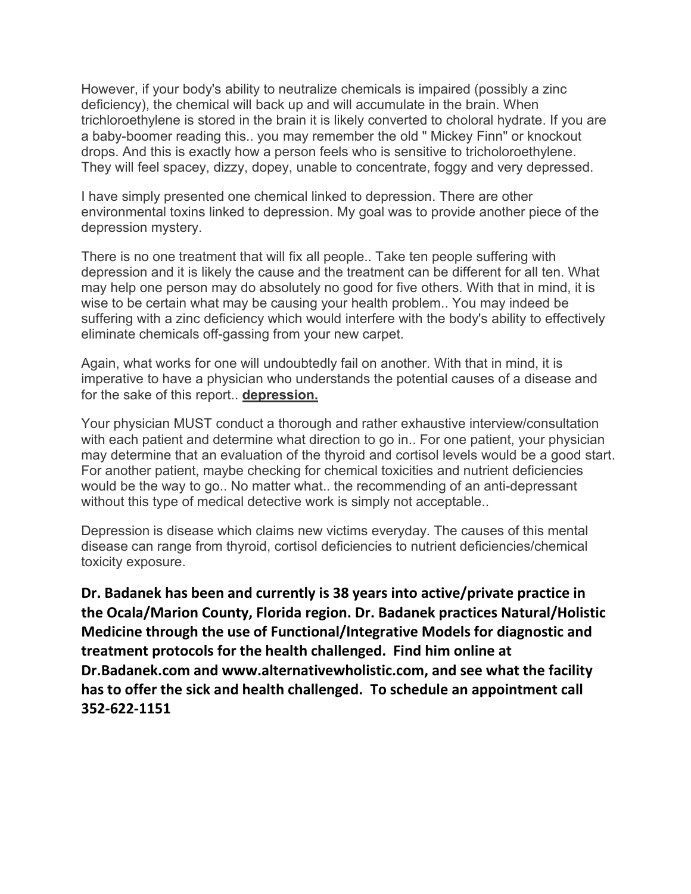However, if your body's ability to neutralize chemicals is impaired (possibly a zinc deficiency), the chemical will back up and will accumulate in the brain. When trichloroethylene is stored in the brain it is likely converted to choloral hydrate. If you are a baby-boomer reading this.. you may remember the old " Mickey Finn" or knockout drops. And this is exactly how a person feels who is sensitive to tricholoroethylene. They will feel spacey, dizzy, dopey, unable to concentrate, foggy and very depressed.

I have simply presented one chemical linked to depression. There are other environmental toxins linked to depression. My goal was to provide another piece of the depression mystery.

There is no one treatment that will fix all people.. Take ten people suffering with depression and it is likely the cause and the treatment can be different for all ten. What may help one person may do absolutely no good for five others. With that in mind, it is wise to be certain what may be causing your health problem.. You may indeed be suffering with a zinc deficiency which would interfere with the body's ability to effectively eliminate chemicals off-gassing from your new carpet.

Again, what works for one will undoubtedly fail on another. With that in mind, it is imperative to have a physician who understands the potential causes of a disease and for the sake of this report.. **depression.**

Your physician MUST conduct a thorough and rather exhaustive interview/consultation with each patient and determine what direction to go in.. For one patient, your physician may determine that an evaluation of the thyroid and cortisol levels would be a good start. For another patient, maybe checking for chemical toxicities and nutrient deficiencies would be the way to go.. No matter what.. the recommending of an anti-depressant without this type of medical detective work is simply not acceptable..

Depression is disease which claims new victims everyday. The causes of this mental disease can range from thyroid, cortisol deficiencies to nutrient deficiencies/chemical toxicity exposure.

**Dr. Badanek has been and currently is 38 years into active/private practice in the Ocala/Marion County, Florida region. Dr. Badanek practices Natural/Holistic Medicine through the use of Functional/Integrative Models for diagnostic and treatment protocols for the health challenged. Find him online at Dr.Badanek.com and www.alternativewholistic.com, and see what the facility has to offer the sick and health challenged. To schedule an appointment call 352-622-1151**